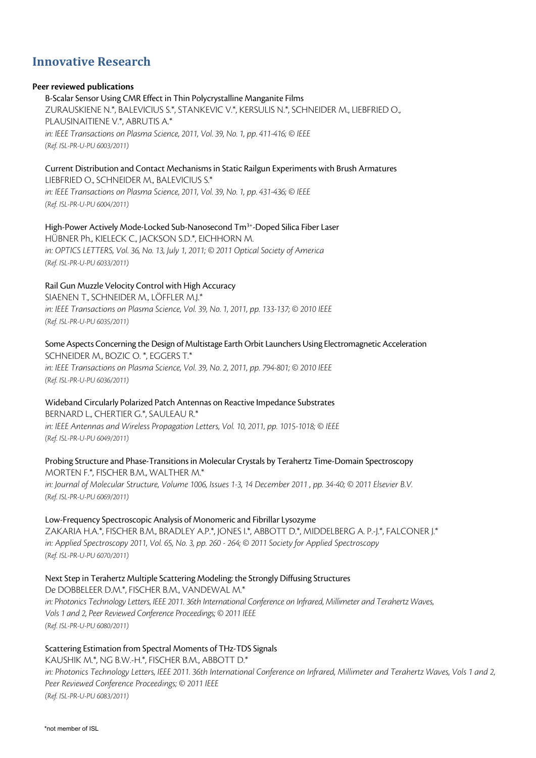# Innovative Research

### Peer reviewed publications

B-Scalar Sensor Using CMR Effect in Thin Polycrystalline Manganite Films
ZURAUSKIENE N.*, BALEVICIUS S.*, STANKEVIC V.*, KERSULIS N.*, SCHNEIDER M., LIEBFRIED O., PLAUSINAITIENE V.*, ABRUTIS A.*
*in: IEEE Transactions on Plasma Science, 2011, Vol. 39, No. 1, pp. 411-416; © IEEE*
*(Ref. ISL-PR-U-PU 6003/2011)*

Current Distribution and Contact Mechanisms in Static Railgun Experiments with Brush Armatures
LIEBFRIED O., SCHNEIDER M., BALEVICIUS S.*
*in: IEEE Transactions on Plasma Science, 2011, Vol. 39, No. 1, pp. 431-436; © IEEE*
*(Ref. ISL-PR-U-PU 6004/2011)*

High-Power Actively Mode-Locked Sub-Nanosecond $Tm^{3+}$-Doped Silica Fiber Laser
HÜBNER Ph., KIELECK C., JACKSON S.D.*, EICHHORN M.
*in: OPTICS LETTERS, Vol. 36, No. 13, July 1, 2011; © 2011 Optical Society of America*
*(Ref. ISL-PR-U-PU 6033/2011)*

Rail Gun Muzzle Velocity Control with High Accuracy
SIAENEN T., SCHNEIDER M., LÖFFLER M.J.*
*in: IEEE Transactions on Plasma Science, Vol. 39, No. 1, 2011, pp. 133-137; © 2010 IEEE*
*(Ref. ISL-PR-U-PU 6035/2011)*

Some Aspects Concerning the Design of Multistage Earth Orbit Launchers Using Electromagnetic Acceleration
SCHNEIDER M., BOZIC O. *, EGGERS T.*
*in: IEEE Transactions on Plasma Science, Vol. 39, No. 2, 2011, pp. 794-801; © 2010 IEEE*
*(Ref. ISL-PR-U-PU 6036/2011)*

Wideband Circularly Polarized Patch Antennas on Reactive Impedance Substrates
BERNARD L., CHERTIER G.*, SAULEAU R.*
*in: IEEE Antennas and Wireless Propagation Letters, Vol. 10, 2011, pp. 1015-1018; © IEEE*
*(Ref. ISL-PR-U-PU 6049/2011)*

Probing Structure and Phase-Transitions in Molecular Crystals by Terahertz Time-Domain Spectroscopy
MORTEN F.*, FISCHER B.M., WALTHER M.*
*in: Journal of Molecular Structure, Volume 1006, Issues 1-3, 14 December 2011 , pp. 34-40; © 2011 Elsevier B.V.*
*(Ref. ISL-PR-U-PU 6069/2011)*

Low-Frequency Spectroscopic Analysis of Monomeric and Fibrillar Lysozyme
ZAKARIA H.A.*, FISCHER B.M., BRADLEY A.P.*, JONES I.*, ABBOTT D.*, MIDDELBERG A. P.-J.*, FALCONER J.*
*in: Applied Spectroscopy 2011, Vol. 65, No. 3, pp. 260 - 264; © 2011 Society for Applied Spectroscopy*
*(Ref. ISL-PR-U-PU 6070/2011)*

Next Step in Terahertz Multiple Scattering Modeling: the Strongly Diffusing Structures
De DOBBELEER D.M.*, FISCHER B.M., VANDEWAL M.*
*in: Photonics Technology Letters, IEEE 2011. 36th International Conference on Infrared, Millimeter and Terahertz Waves, Vols 1 and 2, Peer Reviewed Conference Proceedings; © 2011 IEEE*
*(Ref. ISL-PR-U-PU 6080/2011)*

Scattering Estimation from Spectral Moments of THz-TDS Signals
KAUSHIK M.*, NG B.W.-H.*, FISCHER B.M., ABBOTT D.*
*in: Photonics Technology Letters, IEEE 2011. 36th International Conference on Infrared, Millimeter and Terahertz Waves, Vols 1 and 2, Peer Reviewed Conference Proceedings; © 2011 IEEE*
*(Ref. ISL-PR-U-PU 6083/2011)*

*not member of ISL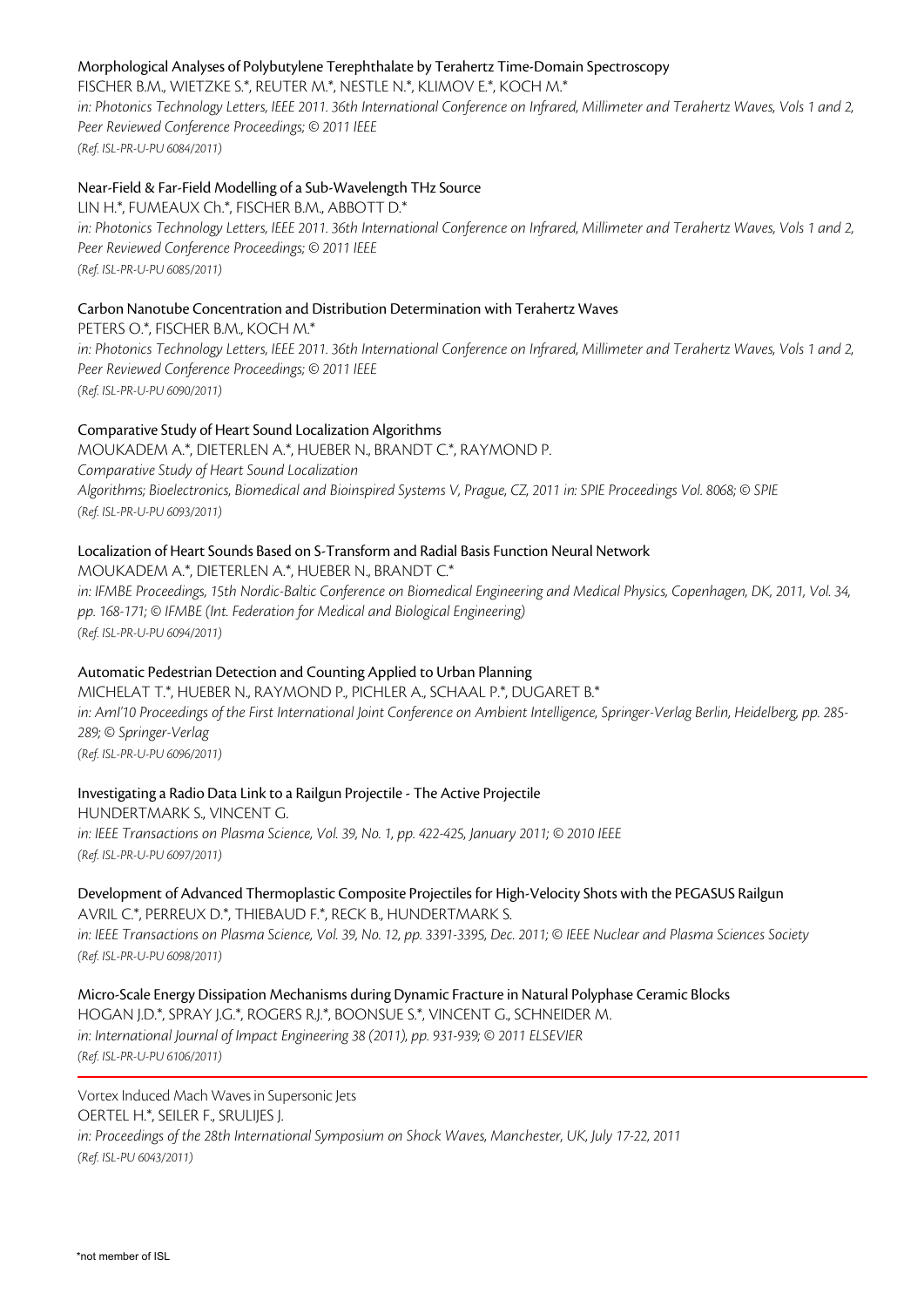Morphological Analyses of Polybutylene Terephthalate by Terahertz Time-Domain Spectroscopy
FISCHER B.M., WIETZKE S.*, REUTER M.*, NESTLE N.*, KLIMOV E.*, KOCH M.*
*in: Photonics Technology Letters, IEEE 2011. 36th International Conference on Infrared, Millimeter and Terahertz Waves, Vols 1 and 2, Peer Reviewed Conference Proceedings; © 2011 IEEE*
*(Ref. ISL-PR-U-PU 6084/2011)*

Near-Field & Far-Field Modelling of a Sub-Wavelength THz Source
LIN H.*, FUMEAUX Ch.*, FISCHER B.M., ABBOTT D.*
*in: Photonics Technology Letters, IEEE 2011. 36th International Conference on Infrared, Millimeter and Terahertz Waves, Vols 1 and 2, Peer Reviewed Conference Proceedings; © 2011 IEEE*
*(Ref. ISL-PR-U-PU 6085/2011)*

Carbon Nanotube Concentration and Distribution Determination with Terahertz Waves
PETERS O.*, FISCHER B.M., KOCH M.*
*in: Photonics Technology Letters, IEEE 2011. 36th International Conference on Infrared, Millimeter and Terahertz Waves, Vols 1 and 2, Peer Reviewed Conference Proceedings; © 2011 IEEE*
*(Ref. ISL-PR-U-PU 6090/2011)*

Comparative Study of Heart Sound Localization Algorithms
MOUKADEM A.*, DIETERLEN A.*, HUEBER N., BRANDT C.*, RAYMOND P.
*Comparative Study of Heart Sound Localization Algorithms; Bioelectronics, Biomedical and Bioinspired Systems V, Prague, CZ, 2011 in: SPIE Proceedings Vol. 8068; © SPIE*
*(Ref. ISL-PR-U-PU 6093/2011)*

Localization of Heart Sounds Based on S-Transform and Radial Basis Function Neural Network
MOUKADEM A.*, DIETERLEN A.*, HUEBER N., BRANDT C.*
*in: IFMBE Proceedings, 15th Nordic-Baltic Conference on Biomedical Engineering and Medical Physics, Copenhagen, DK, 2011, Vol. 34, pp. 168-171; © IFMBE (Int. Federation for Medical and Biological Engineering)*
*(Ref. ISL-PR-U-PU 6094/2011)*

Automatic Pedestrian Detection and Counting Applied to Urban Planning
MICHELAT T.*, HUEBER N., RAYMOND P., PICHLER A., SCHAAL P.*, DUGARET B.*
*in: AmI'10 Proceedings of the First International Joint Conference on Ambient Intelligence, Springer-Verlag Berlin, Heidelberg, pp. 285-289; © Springer-Verlag*
*(Ref. ISL-PR-U-PU 6096/2011)*

Investigating a Radio Data Link to a Railgun Projectile - The Active Projectile
HUNDERTMARK S., VINCENT G.
*in: IEEE Transactions on Plasma Science, Vol. 39, No. 1, pp. 422-425, January 2011; © 2010 IEEE*
*(Ref. ISL-PR-U-PU 6097/2011)*

Development of Advanced Thermoplastic Composite Projectiles for High-Velocity Shots with the PEGASUS Railgun
AVRIL C.*, PERREUX D.*, THIEBAUD F.*, RECK B., HUNDERTMARK S.
*in: IEEE Transactions on Plasma Science, Vol. 39, No. 12, pp. 3391-3395, Dec. 2011; © IEEE Nuclear and Plasma Sciences Society*
*(Ref. ISL-PR-U-PU 6098/2011)*

Micro-Scale Energy Dissipation Mechanisms during Dynamic Fracture in Natural Polyphase Ceramic Blocks
HOGAN J.D.*, SPRAY J.G.*, ROGERS R.J.*, BOONSUE S.*, VINCENT G., SCHNEIDER M.
*in: International Journal of Impact Engineering 38 (2011), pp. 931-939; © 2011 ELSEVIER*
*(Ref. ISL-PR-U-PU 6106/2011)*

---

Vortex Induced Mach Waves in Supersonic Jets
OERTEL H.*, SEILER F., SRULIJES J.
*in: Proceedings of the 28th International Symposium on Shock Waves, Manchester, UK, July 17-22, 2011*
*(Ref. ISL-PU 6043/2011)*

*not member of ISL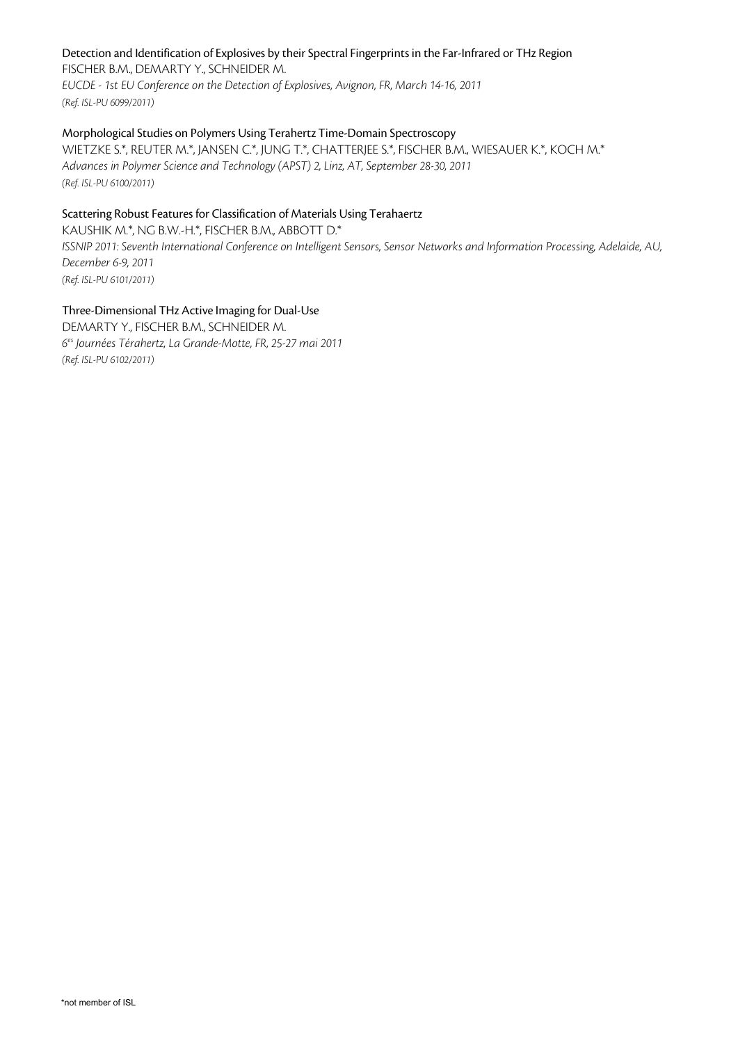Detection and Identification of Explosives by their Spectral Fingerprints in the Far-Infrared or THz Region
FISCHER B.M., DEMARTY Y., SCHNEIDER M.
*EUCDE - 1st EU Conference on the Detection of Explosives, Avignon, FR, March 14-16, 2011*
*(Ref. ISL-PU 6099/2011)*

Morphological Studies on Polymers Using Terahertz Time-Domain Spectroscopy
WIETZKE S.*, REUTER M.*, JANSEN C.*, JUNG T.*, CHATTERJEE S.*, FISCHER B.M., WIESAUER K.*, KOCH M.*
*Advances in Polymer Science and Technology (APST) 2, Linz, AT, September 28-30, 2011*
*(Ref. ISL-PU 6100/2011)*

Scattering Robust Features for Classification of Materials Using Terahaertz
KAUSHIK M.*, NG B.W.-H.*, FISCHER B.M., ABBOTT D.*
*ISSNIP 2011: Seventh International Conference on Intelligent Sensors, Sensor Networks and Information Processing, Adelaide, AU, December 6-9, 2011*
*(Ref. ISL-PU 6101/2011)*

Three-Dimensional THz Active Imaging for Dual-Use
DEMARTY Y., FISCHER B.M., SCHNEIDER M.
*6es Journées Térahertz, La Grande-Motte, FR, 25-27 mai 2011*
*(Ref. ISL-PU 6102/2011)*

*not member of ISL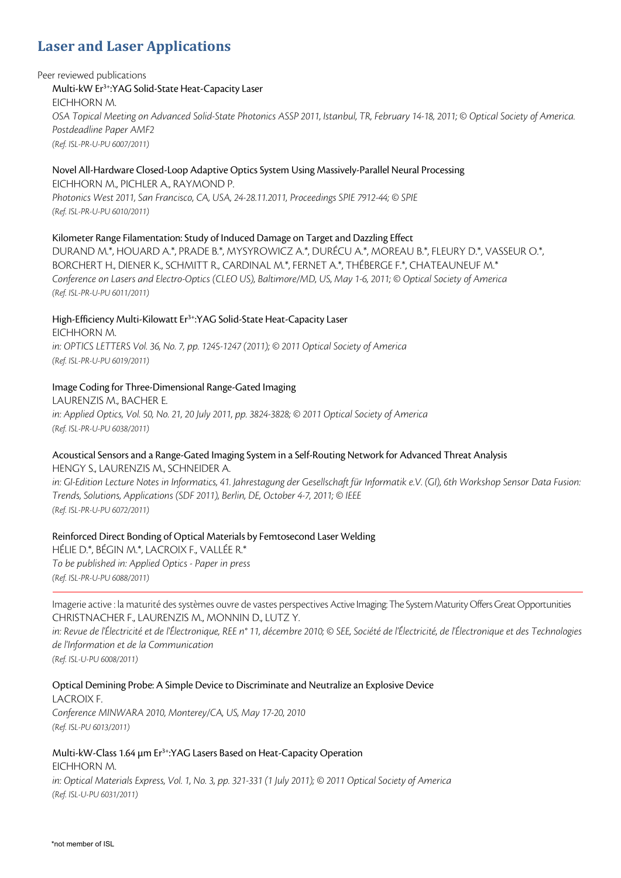# Laser and Laser Applications

Peer reviewed publications

Multi-kW $Er^{3+}$:YAG Solid-State Heat-Capacity Laser
EICHHORN M.
*OSA Topical Meeting on Advanced Solid-State Photonics ASSP 2011, Istanbul, TR, February 14-18, 2011; © Optical Society of America. Postdeadline Paper AMF2*
*(Ref. ISL-PR-U-PU 6007/2011)*

Novel All-Hardware Closed-Loop Adaptive Optics System Using Massively-Parallel Neural Processing
EICHHORN M., PICHLER A., RAYMOND P.
*Photonics West 2011, San Francisco, CA, USA, 24-28.11.2011, Proceedings SPIE 7912-44; © SPIE*
*(Ref. ISL-PR-U-PU 6010/2011)*

Kilometer Range Filamentation: Study of Induced Damage on Target and Dazzling Effect
DURAND M.*, HOUARD A.*, PRADE B.*, MYSYROWICZ A.*, DURÉCU A.*, MOREAU B.*, FLEURY D.*, VASSEUR O.*, BORCHERT H., DIENER K., SCHMITT R., CARDINAL M.*, FERNET A.*, THÉBERGE F.*, CHATEAUNEUF M.*
*Conference on Lasers and Electro-Optics (CLEO US), Baltimore/MD, US, May 1-6, 2011; © Optical Society of America*
*(Ref. ISL-PR-U-PU 6011/2011)*

High-Efficiency Multi-Kilowatt $Er^{3+}$:YAG Solid-State Heat-Capacity Laser
EICHHORN M.
*in: OPTICS LETTERS Vol. 36, No. 7, pp. 1245-1247 (2011); © 2011 Optical Society of America*
*(Ref. ISL-PR-U-PU 6019/2011)*

Image Coding for Three-Dimensional Range-Gated Imaging
LAURENZIS M., BACHER E.
*in: Applied Optics, Vol. 50, No. 21, 20 July 2011, pp. 3824-3828; © 2011 Optical Society of America*
*(Ref. ISL-PR-U-PU 6038/2011)*

Acoustical Sensors and a Range-Gated Imaging System in a Self-Routing Network for Advanced Threat Analysis
HENGY S., LAURENZIS M., SCHNEIDER A.
*in: GI-Edition Lecture Notes in Informatics, 41. Jahrestagung der Gesellschaft für Informatik e.V. (GI), 6th Workshop Sensor Data Fusion: Trends, Solutions, Applications (SDF 2011), Berlin, DE, October 4-7, 2011; © IEEE*
*(Ref. ISL-PR-U-PU 6072/2011)*

Reinforced Direct Bonding of Optical Materials by Femtosecond Laser Welding
HÉLIE D.*, BÉGIN M.*, LACROIX F., VALLÉE R.*
*To be published in: Applied Optics - Paper in press*
*(Ref. ISL-PR-U-PU 6088/2011)*

---

Imagerie active : la maturité des systèmes ouvre de vastes perspectives Active Imaging: The System Maturity Offers Great Opportunities
CHRISTNACHER F., LAURENZIS M., MONNIN D., LUTZ Y.
*in: Revue de l'Électricité et de l'Électronique, REE n° 11, décembre 2010; © SEE, Société de l'Électricité, de l'Électronique et des Technologies de l'Information et de la Communication*
*(Ref. ISL-U-PU 6008/2011)*

Optical Demining Probe: A Simple Device to Discriminate and Neutralize an Explosive Device
LACROIX F.
*Conference MINWARA 2010, Monterey/CA, US, May 17-20, 2010*
*(Ref. ISL-PU 6013/2011)*

Multi-kW-Class 1.64 µm $Er^{3+}$:YAG Lasers Based on Heat-Capacity Operation
EICHHORN M.
*in: Optical Materials Express, Vol. 1, No. 3, pp. 321-331 (1 July 2011); © 2011 Optical Society of America*
*(Ref. ISL-U-PU 6031/2011)*

*not member of ISL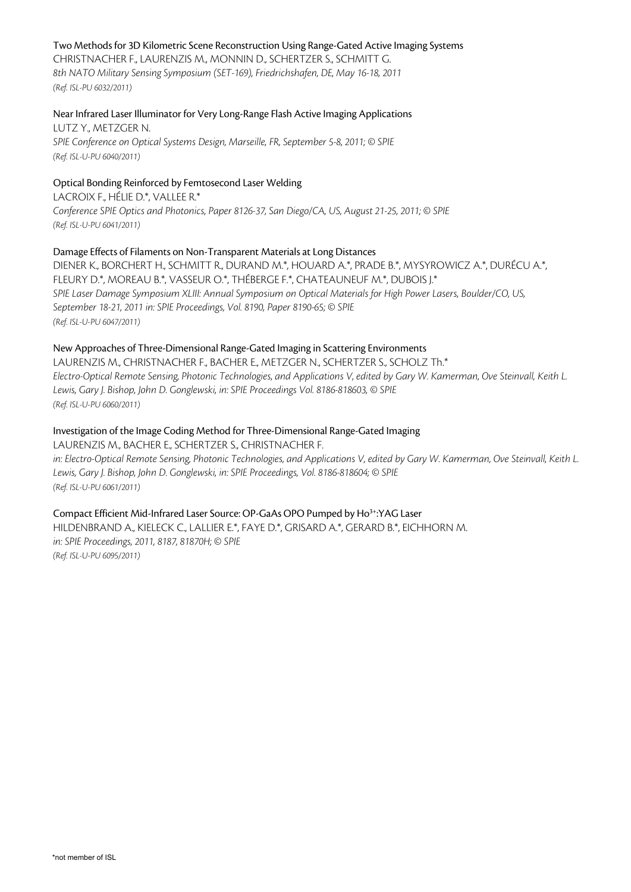Two Methods for 3D Kilometric Scene Reconstruction Using Range-Gated Active Imaging Systems
CHRISTNACHER F., LAURENZIS M., MONNIN D., SCHERTZER S., SCHMITT G.
*8th NATO Military Sensing Symposium (SET-169), Friedrichshafen, DE, May 16-18, 2011*
*(Ref. ISL-PU 6032/2011)*

Near Infrared Laser Illuminator for Very Long-Range Flash Active Imaging Applications
LUTZ Y., METZGER N.
*SPIE Conference on Optical Systems Design, Marseille, FR, September 5-8, 2011; © SPIE*
*(Ref. ISL-U-PU 6040/2011)*

Optical Bonding Reinforced by Femtosecond Laser Welding
LACROIX F., HÉLIE D.*, VALLEE R.*
*Conference SPIE Optics and Photonics, Paper 8126-37, San Diego/CA, US, August 21-25, 2011; © SPIE*
*(Ref. ISL-U-PU 6041/2011)*

Damage Effects of Filaments on Non-Transparent Materials at Long Distances
DIENER K., BORCHERT H., SCHMITT R., DURAND M.*, HOUARD A.*, PRADE B.*, MYSYROWICZ A.*, DURÉCU A.*, FLEURY D.*, MOREAU B.*, VASSEUR O.*, THÉBERGE F.*, CHATEAUNEUF M.*, DUBOIS J.*
*SPIE Laser Damage Symposium XLIII: Annual Symposium on Optical Materials for High Power Lasers, Boulder/CO, US, September 18-21, 2011 in: SPIE Proceedings, Vol. 8190, Paper 8190-65; © SPIE*
*(Ref. ISL-U-PU 6047/2011)*

New Approaches of Three-Dimensional Range-Gated Imaging in Scattering Environments
LAURENZIS M., CHRISTNACHER F., BACHER E., METZGER N., SCHERTZER S., SCHOLZ Th.*
*Electro-Optical Remote Sensing, Photonic Technologies, and Applications V, edited by Gary W. Kamerman, Ove Steinvall, Keith L. Lewis, Gary J. Bishop, John D. Gonglewski, in: SPIE Proceedings Vol. 8186-818603, © SPIE*
*(Ref. ISL-U-PU 6060/2011)*

Investigation of the Image Coding Method for Three-Dimensional Range-Gated Imaging
LAURENZIS M., BACHER E., SCHERTZER S., CHRISTNACHER F.
*in: Electro-Optical Remote Sensing, Photonic Technologies, and Applications V, edited by Gary W. Kamerman, Ove Steinvall, Keith L. Lewis, Gary J. Bishop, John D. Gonglewski, in: SPIE Proceedings, Vol. 8186-818604; © SPIE*
*(Ref. ISL-U-PU 6061/2011)*

Compact Efficient Mid-Infrared Laser Source: OP-GaAs OPO Pumped by $Ho^{3+}$:YAG Laser
HILDENBRAND A., KIELECK C., LALLIER E.*, FAYE D.*, GRISARD A.*, GERARD B.*, EICHHORN M.
*in: SPIE Proceedings, 2011, 8187, 81870H; © SPIE*
*(Ref. ISL-U-PU 6095/2011)*

*not member of ISL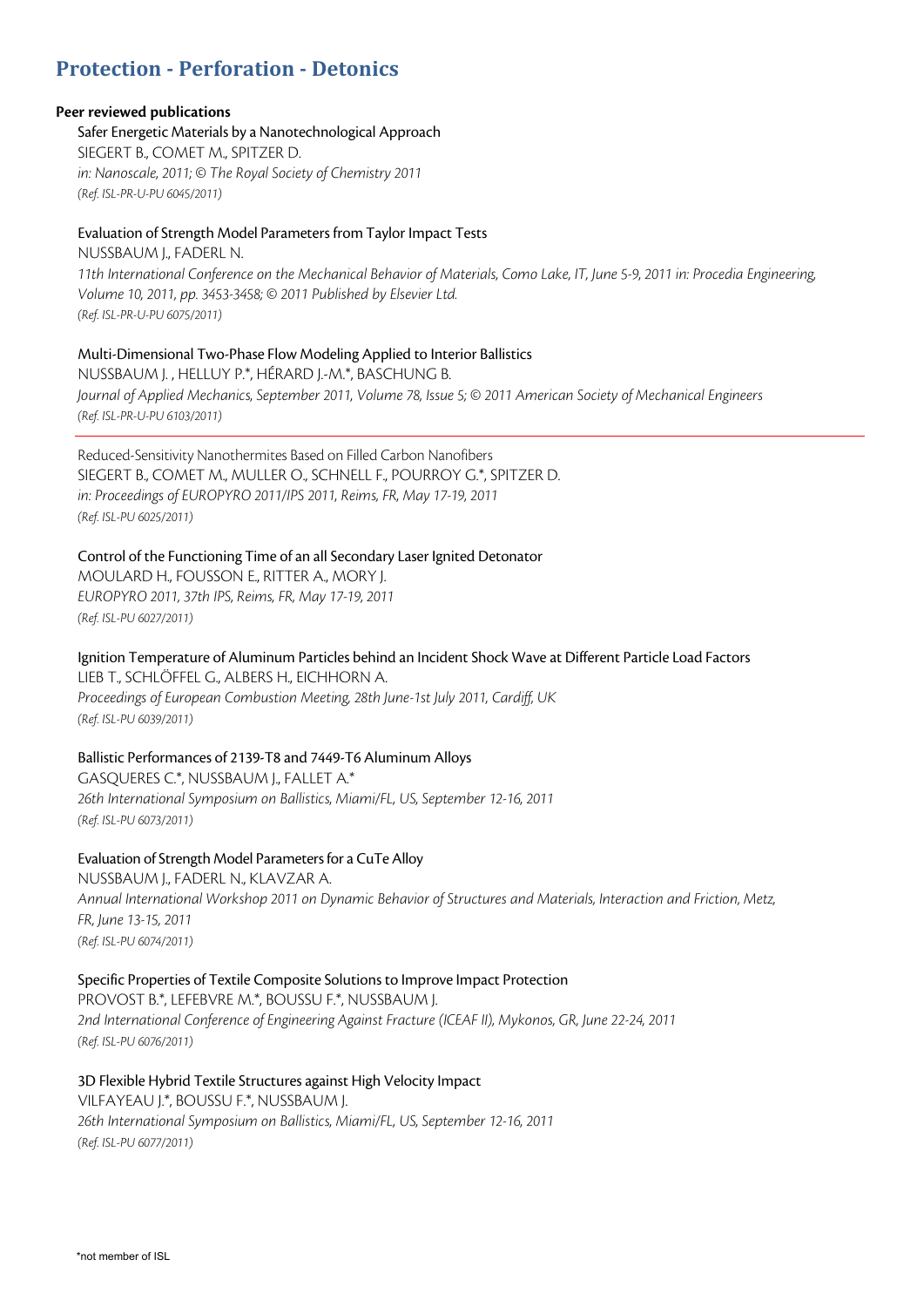# Protection - Perforation - Detonics

**Peer reviewed publications**

Safer Energetic Materials by a Nanotechnological Approach
SIEGERT B., COMET M., SPITZER D.
*in: Nanoscale, 2011; © The Royal Society of Chemistry 2011*
*(Ref. ISL-PR-U-PU 6045/2011)*

Evaluation of Strength Model Parameters from Taylor Impact Tests
NUSSBAUM J., FADERL N.
*11th International Conference on the Mechanical Behavior of Materials, Como Lake, IT, June 5-9, 2011 in: Procedia Engineering, Volume 10, 2011, pp. 3453-3458; © 2011 Published by Elsevier Ltd.*
*(Ref. ISL-PR-U-PU 6075/2011)*

Multi-Dimensional Two-Phase Flow Modeling Applied to Interior Ballistics
NUSSBAUM J. , HELLUY P.*, HÉRARD J.-M.*, BASCHUNG B.
*Journal of Applied Mechanics, September 2011, Volume 78, Issue 5; © 2011 American Society of Mechanical Engineers*
*(Ref. ISL-PR-U-PU 6103/2011)*

---

Reduced-Sensitivity Nanothermites Based on Filled Carbon Nanofibers
SIEGERT B., COMET M., MULLER O., SCHNELL F., POURROY G.*, SPITZER D.
*in: Proceedings of EUROPYRO 2011/IPS 2011, Reims, FR, May 17-19, 2011*
*(Ref. ISL-PU 6025/2011)*

Control of the Functioning Time of an all Secondary Laser Ignited Detonator
MOULARD H., FOUSSON E., RITTER A., MORY J.
*EUROPYRO 2011, 37th IPS, Reims, FR, May 17-19, 2011*
*(Ref. ISL-PU 6027/2011)*

Ignition Temperature of Aluminum Particles behind an Incident Shock Wave at Different Particle Load Factors
LIEB T., SCHLÖFFEL G., ALBERS H., EICHHORN A.
*Proceedings of European Combustion Meeting, 28th June-1st July 2011, Cardiff, UK*
*(Ref. ISL-PU 6039/2011)*

Ballistic Performances of 2139-T8 and 7449-T6 Aluminum Alloys
GASQUERES C.*, NUSSBAUM J., FALLET A.*
*26th International Symposium on Ballistics, Miami/FL, US, September 12-16, 2011*
*(Ref. ISL-PU 6073/2011)*

Evaluation of Strength Model Parameters for a CuTe Alloy
NUSSBAUM J., FADERL N., KLAVZAR A.
*Annual International Workshop 2011 on Dynamic Behavior of Structures and Materials, Interaction and Friction, Metz, FR, June 13-15, 2011*
*(Ref. ISL-PU 6074/2011)*

Specific Properties of Textile Composite Solutions to Improve Impact Protection
PROVOST B.*, LEFEBVRE M.*, BOUSSU F.*, NUSSBAUM J.
*2nd International Conference of Engineering Against Fracture (ICEAF II), Mykonos, GR, June 22-24, 2011*
*(Ref. ISL-PU 6076/2011)*

3D Flexible Hybrid Textile Structures against High Velocity Impact
VILFAYEAU J.*, BOUSSU F.*, NUSSBAUM J.
*26th International Symposium on Ballistics, Miami/FL, US, September 12-16, 2011*
*(Ref. ISL-PU 6077/2011)*

*not member of ISL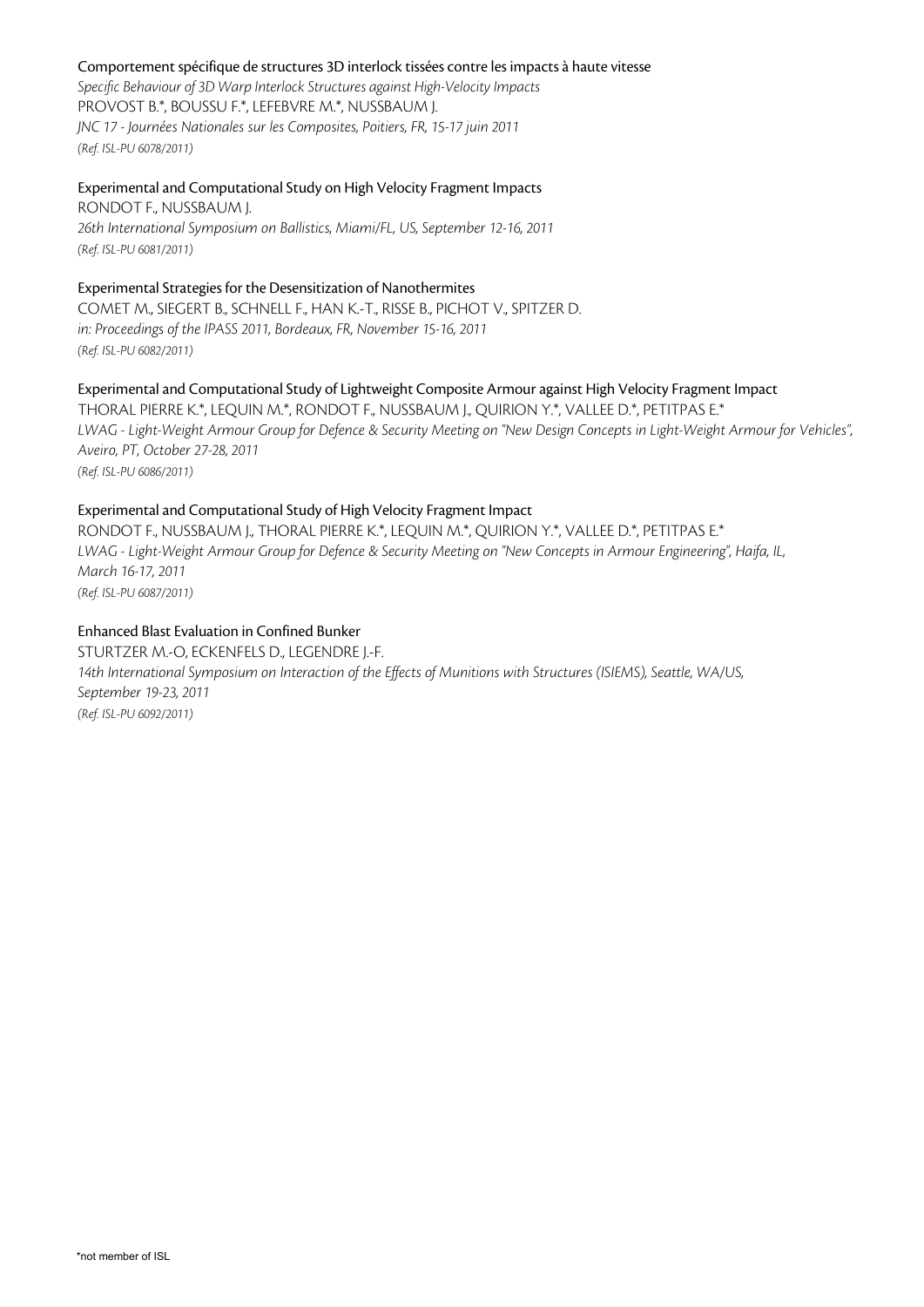Comportement spécifique de structures 3D interlock tissées contre les impacts à haute vitesse
*Specific Behaviour of 3D Warp Interlock Structures against High-Velocity Impacts*
PROVOST B.*, BOUSSU F.*, LEFEBVRE M.*, NUSSBAUM J.
*JNC 17 - Journées Nationales sur les Composites, Poitiers, FR, 15-17 juin 2011*
*(Ref. ISL-PU 6078/2011)*

Experimental and Computational Study on High Velocity Fragment Impacts
RONDOT F., NUSSBAUM J.
*26th International Symposium on Ballistics, Miami/FL, US, September 12-16, 2011*
*(Ref. ISL-PU 6081/2011)*

Experimental Strategies for the Desensitization of Nanothermites
COMET M., SIEGERT B., SCHNELL F., HAN K.-T., RISSE B., PICHOT V., SPITZER D.
*in: Proceedings of the IPASS 2011, Bordeaux, FR, November 15-16, 2011*
*(Ref. ISL-PU 6082/2011)*

Experimental and Computational Study of Lightweight Composite Armour against High Velocity Fragment Impact
THORAL PIERRE K.*, LEQUIN M.*, RONDOT F., NUSSBAUM J., QUIRION Y.*, VALLEE D.*, PETITPAS E.*
*LWAG - Light-Weight Armour Group for Defence & Security Meeting on "New Design Concepts in Light-Weight Armour for Vehicles", Aveiro, PT, October 27-28, 2011*
*(Ref. ISL-PU 6086/2011)*

Experimental and Computational Study of High Velocity Fragment Impact
RONDOT F., NUSSBAUM J., THORAL PIERRE K.*, LEQUIN M.*, QUIRION Y.*, VALLEE D.*, PETITPAS E.*
*LWAG - Light-Weight Armour Group for Defence & Security Meeting on "New Concepts in Armour Engineering", Haifa, IL, March 16-17, 2011*
*(Ref. ISL-PU 6087/2011)*

Enhanced Blast Evaluation in Confined Bunker
STURTZER M.-O, ECKENFELS D., LEGENDRE J.-F.
*14th International Symposium on Interaction of the Effects of Munitions with Structures (ISIEMS), Seattle, WA/US, September 19-23, 2011*
*(Ref. ISL-PU 6092/2011)*

*not member of ISL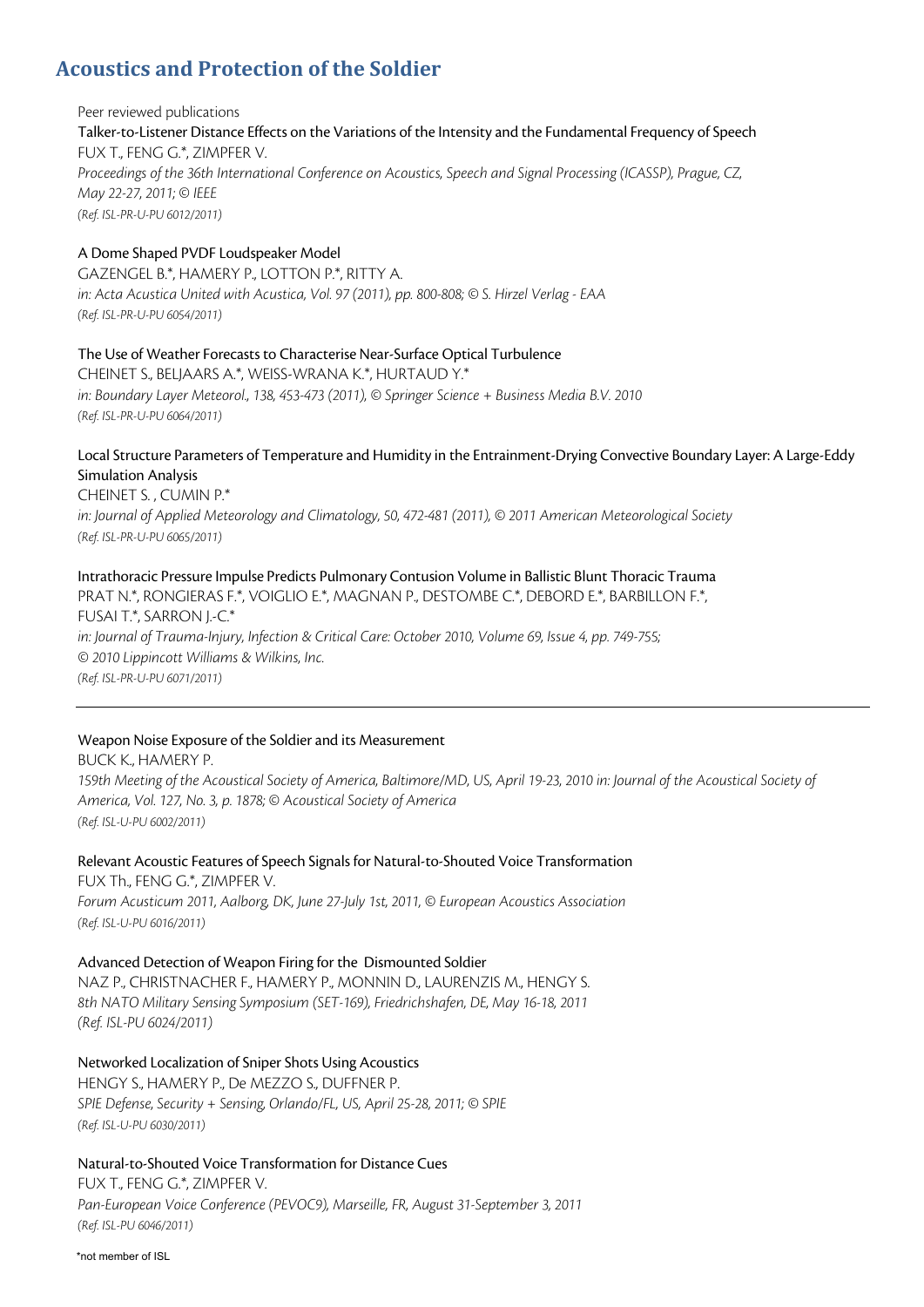## Acoustics and Protection of the Soldier

Peer reviewed publications

Talker-to-Listener Distance Effects on the Variations of the Intensity and the Fundamental Frequency of Speech
FUX T., FENG G.*, ZIMPFER V.
*Proceedings of the 36th International Conference on Acoustics, Speech and Signal Processing (ICASSP), Prague, CZ, May 22-27, 2011; © IEEE*
*(Ref. ISL-PR-U-PU 6012/2011)*

A Dome Shaped PVDF Loudspeaker Model
GAZENGEL B.*, HAMERY P., LOTTON P.*, RITTY A.
*in: Acta Acustica United with Acustica, Vol. 97 (2011), pp. 800-808; © S. Hirzel Verlag - EAA*
*(Ref. ISL-PR-U-PU 6054/2011)*

The Use of Weather Forecasts to Characterise Near-Surface Optical Turbulence
CHEINET S., BELJAARS A.*, WEISS-WRANA K.*, HURTAUD Y.*
*in: Boundary Layer Meteorol., 138, 453-473 (2011), © Springer Science + Business Media B.V. 2010*
*(Ref. ISL-PR-U-PU 6064/2011)*

Local Structure Parameters of Temperature and Humidity in the Entrainment-Drying Convective Boundary Layer: A Large-Eddy Simulation Analysis
CHEINET S. , CUMIN P.*
*in: Journal of Applied Meteorology and Climatology, 50, 472-481 (2011), © 2011 American Meteorological Society*
*(Ref. ISL-PR-U-PU 6065/2011)*

Intrathoracic Pressure Impulse Predicts Pulmonary Contusion Volume in Ballistic Blunt Thoracic Trauma
PRAT N.*, RONGIERAS F.*, VOIGLIO E.*, MAGNAN P., DESTOMBE C.*, DEBORD E.*, BARBILLON F.*, FUSAI T.*, SARRON J.-C.*
*in: Journal of Trauma-Injury, Infection & Critical Care: October 2010, Volume 69, Issue 4, pp. 749-755; © 2010 Lippincott Williams & Wilkins, Inc.*
*(Ref. ISL-PR-U-PU 6071/2011)*

---

Weapon Noise Exposure of the Soldier and its Measurement
BUCK K., HAMERY P.
*159th Meeting of the Acoustical Society of America, Baltimore/MD, US, April 19-23, 2010 in: Journal of the Acoustical Society of America, Vol. 127, No. 3, p. 1878; © Acoustical Society of America*
*(Ref. ISL-U-PU 6002/2011)*

Relevant Acoustic Features of Speech Signals for Natural-to-Shouted Voice Transformation
FUX Th., FENG G.*, ZIMPFER V.
*Forum Acusticum 2011, Aalborg, DK, June 27-July 1st, 2011, © European Acoustics Association*
*(Ref. ISL-U-PU 6016/2011)*

Advanced Detection of Weapon Firing for the Dismounted Soldier
NAZ P., CHRISTNACHER F., HAMERY P., MONNIN D., LAURENZIS M., HENGY S.
*8th NATO Military Sensing Symposium (SET-169), Friedrichshafen, DE, May 16-18, 2011*
*(Ref. ISL-PU 6024/2011)*

Networked Localization of Sniper Shots Using Acoustics
HENGY S., HAMERY P., De MEZZO S., DUFFNER P.
*SPIE Defense, Security + Sensing, Orlando/FL, US, April 25-28, 2011; © SPIE*
*(Ref. ISL-U-PU 6030/2011)*

Natural-to-Shouted Voice Transformation for Distance Cues
FUX T., FENG G.*, ZIMPFER V.
*Pan-European Voice Conference (PEVOC9), Marseille, FR, August 31-September 3, 2011*
*(Ref. ISL-PU 6046/2011)*

*not member of ISL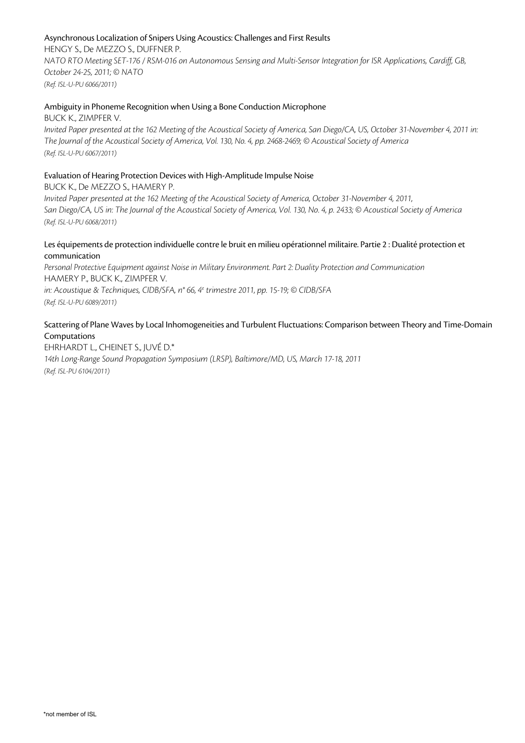Asynchronous Localization of Snipers Using Acoustics: Challenges and First Results

HENGY S., De MEZZO S., DUFFNER P.

*NATO RTO Meeting SET-176 / RSM-016 on Autonomous Sensing and Multi-Sensor Integration for ISR Applications, Cardiff, GB, October 24-25, 2011; © NATO*

*(Ref. ISL-U-PU 6066/2011)*

Ambiguity in Phoneme Recognition when Using a Bone Conduction Microphone

BUCK K., ZIMPFER V.

*Invited Paper presented at the 162 Meeting of the Acoustical Society of America, San Diego/CA, US, October 31-November 4, 2011 in: The Journal of the Acoustical Society of America, Vol. 130, No. 4, pp. 2468-2469; © Acoustical Society of America*

*(Ref. ISL-U-PU 6067/2011)*

Evaluation of Hearing Protection Devices with High-Amplitude Impulse Noise

BUCK K., De MEZZO S., HAMERY P.

*Invited Paper presented at the 162 Meeting of the Acoustical Society of America, October 31-November 4, 2011, San Diego/CA, US in: The Journal of the Acoustical Society of America, Vol. 130, No. 4, p. 2433; © Acoustical Society of America*

*(Ref. ISL-U-PU 6068/2011)*

Les équipements de protection individuelle contre le bruit en milieu opérationnel militaire. Partie 2 : Dualité protection et communication

*Personal Protective Equipment against Noise in Military Environment. Part 2: Duality Protection and Communication*

HAMERY P., BUCK K., ZIMPFER V.

*in: Acoustique & Techniques, CIDB/SFA, n° 66, 4e trimestre 2011, pp. 15-19; © CIDB/SFA*

*(Ref. ISL-U-PU 6089/2011)*

Scattering of Plane Waves by Local Inhomogeneities and Turbulent Fluctuations: Comparison between Theory and Time-Domain Computations

EHRHARDT L., CHEINET S., JUVÉ D.*

*14th Long-Range Sound Propagation Symposium (LRSP), Baltimore/MD, US, March 17-18, 2011*

*(Ref. ISL-PU 6104/2011)*

*not member of ISL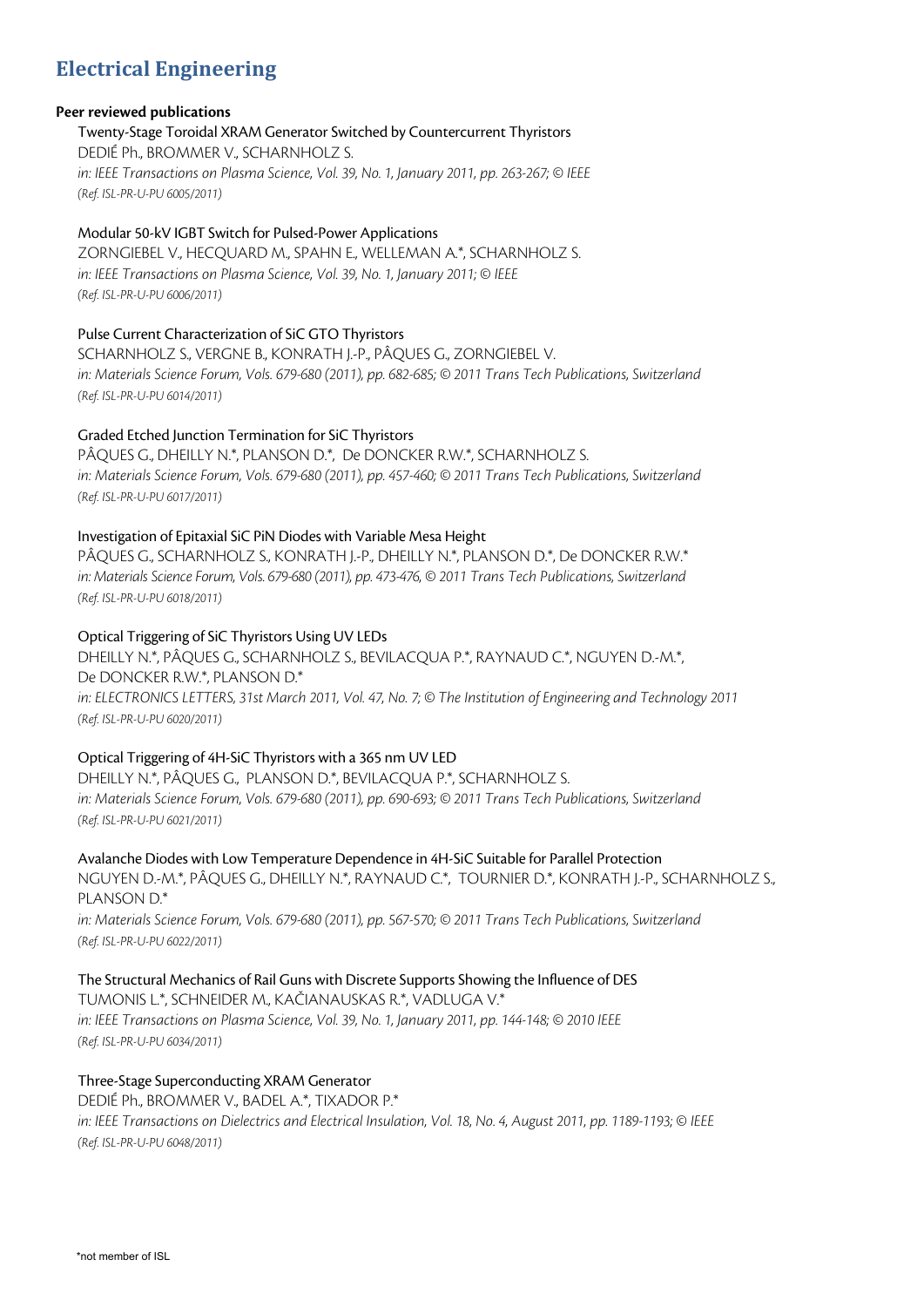# Electrical Engineering

**Peer reviewed publications**

Twenty-Stage Toroidal XRAM Generator Switched by Countercurrent Thyristors
DEDIÉ Ph., BROMMER V., SCHARNHOLZ S.
*in: IEEE Transactions on Plasma Science, Vol. 39, No. 1, January 2011, pp. 263-267; © IEEE*
*(Ref. ISL-PR-U-PU 6005/2011)*

Modular 50-kV IGBT Switch for Pulsed-Power Applications
ZORNGIEBEL V., HECQUARD M., SPAHN E., WELLEMAN A.*, SCHARNHOLZ S.
*in: IEEE Transactions on Plasma Science, Vol. 39, No. 1, January 2011; © IEEE*
*(Ref. ISL-PR-U-PU 6006/2011)*

Pulse Current Characterization of SiC GTO Thyristors
SCHARNHOLZ S., VERGNE B., KONRATH J.-P., PÂQUES G., ZORNGIEBEL V.
*in: Materials Science Forum, Vols. 679-680 (2011), pp. 682-685; © 2011 Trans Tech Publications, Switzerland*
*(Ref. ISL-PR-U-PU 6014/2011)*

Graded Etched Junction Termination for SiC Thyristors
PÂQUES G., DHEILLY N.*, PLANSON D.*, De DONCKER R.W.*, SCHARNHOLZ S.
*in: Materials Science Forum, Vols. 679-680 (2011), pp. 457-460; © 2011 Trans Tech Publications, Switzerland*
*(Ref. ISL-PR-U-PU 6017/2011)*

Investigation of Epitaxial SiC PiN Diodes with Variable Mesa Height
PÂQUES G., SCHARNHOLZ S., KONRATH J.-P., DHEILLY N.*, PLANSON D.*, De DONCKER R.W.*
*in: Materials Science Forum, Vols. 679-680 (2011), pp. 473-476, © 2011 Trans Tech Publications, Switzerland*
*(Ref. ISL-PR-U-PU 6018/2011)*

Optical Triggering of SiC Thyristors Using UV LEDs
DHEILLY N.*, PÂQUES G., SCHARNHOLZ S., BEVILACQUA P.*, RAYNAUD C.*, NGUYEN D.-M.*, De DONCKER R.W.*, PLANSON D.*
*in: ELECTRONICS LETTERS, 31st March 2011, Vol. 47, No. 7; © The Institution of Engineering and Technology 2011*
*(Ref. ISL-PR-U-PU 6020/2011)*

Optical Triggering of 4H-SiC Thyristors with a 365 nm UV LED
DHEILLY N.*, PÂQUES G., PLANSON D.*, BEVILACQUA P.*, SCHARNHOLZ S.
*in: Materials Science Forum, Vols. 679-680 (2011), pp. 690-693; © 2011 Trans Tech Publications, Switzerland*
*(Ref. ISL-PR-U-PU 6021/2011)*

Avalanche Diodes with Low Temperature Dependence in 4H-SiC Suitable for Parallel Protection
NGUYEN D.-M.*, PÂQUES G., DHEILLY N.*, RAYNAUD C.*, TOURNIER D.*, KONRATH J.-P., SCHARNHOLZ S., PLANSON D.*
*in: Materials Science Forum, Vols. 679-680 (2011), pp. 567-570; © 2011 Trans Tech Publications, Switzerland*
*(Ref. ISL-PR-U-PU 6022/2011)*

The Structural Mechanics of Rail Guns with Discrete Supports Showing the Influence of DES
TUMONIS L.*, SCHNEIDER M., KAČIANAUSKAS R.*, VADLUGA V.*
*in: IEEE Transactions on Plasma Science, Vol. 39, No. 1, January 2011, pp. 144-148; © 2010 IEEE*
*(Ref. ISL-PR-U-PU 6034/2011)*

Three-Stage Superconducting XRAM Generator
DEDIÉ Ph., BROMMER V., BADEL A.*, TIXADOR P.*
*in: IEEE Transactions on Dielectrics and Electrical Insulation, Vol. 18, No. 4, August 2011, pp. 1189-1193; © IEEE*
*(Ref. ISL-PR-U-PU 6048/2011)*

*not member of ISL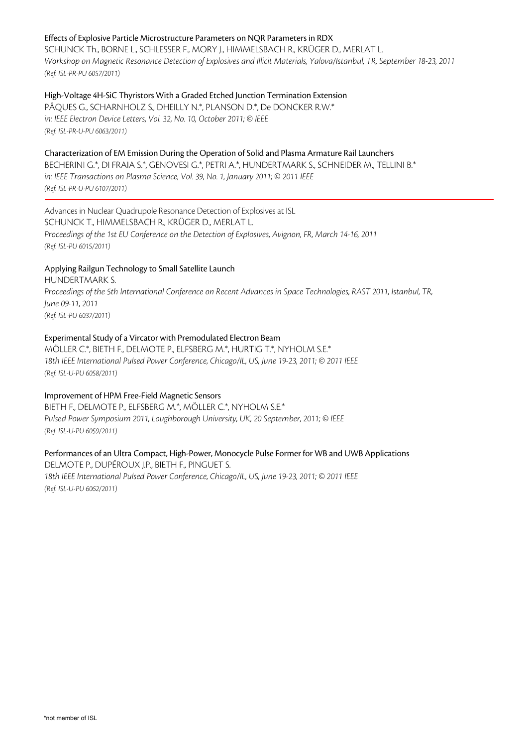Effects of Explosive Particle Microstructure Parameters on NQR Parameters in RDX
SCHUNCK Th., BORNE L., SCHLESSER F., MORY J., HIMMELSBACH R., KRÜGER D., MERLAT L.
*Workshop on Magnetic Resonance Detection of Explosives and Illicit Materials, Yalova/Istanbul, TR, September 18-23, 2011*
*(Ref. ISL-PR-PU 6057/2011)*

High-Voltage 4H-SiC Thyristors With a Graded Etched Junction Termination Extension
PÂQUES G., SCHARNHOLZ S., DHEILLY N.*, PLANSON D.*, De DONCKER R.W.*
*in: IEEE Electron Device Letters, Vol. 32, No. 10, October 2011; © IEEE*
*(Ref. ISL-PR-U-PU 6063/2011)*

Characterization of EM Emission During the Operation of Solid and Plasma Armature Rail Launchers
BECHERINI G.*, DI FRAIA S.*, GENOVESI G.*, PETRI A.*, HUNDERTMARK S., SCHNEIDER M., TELLINI B.*
*in: IEEE Transactions on Plasma Science, Vol. 39, No. 1, January 2011; © 2011 IEEE*
*(Ref. ISL-PR-U-PU 6107/2011)*

---

Advances in Nuclear Quadrupole Resonance Detection of Explosives at ISL
SCHUNCK T., HIMMELSBACH R., KRÜGER D., MERLAT L.
*Proceedings of the 1st EU Conference on the Detection of Explosives, Avignon, FR, March 14-16, 2011*
*(Ref. ISL-PU 6015/2011)*

Applying Railgun Technology to Small Satellite Launch
HUNDERTMARK S.
*Proceedings of the 5th International Conference on Recent Advances in Space Technologies, RAST 2011, Istanbul, TR, June 09-11, 2011*
*(Ref. ISL-PU 6037/2011)*

Experimental Study of a Vircator with Premodulated Electron Beam
MÖLLER C.*, BIETH F., DELMOTE P., ELFSBERG M.*, HURTIG T.*, NYHOLM S.E.*
*18th IEEE International Pulsed Power Conference, Chicago/IL, US, June 19-23, 2011; © 2011 IEEE*
*(Ref. ISL-U-PU 6058/2011)*

Improvement of HPM Free-Field Magnetic Sensors
BIETH F., DELMOTE P., ELFSBERG M.*, MÖLLER C.*, NYHOLM S.E.*
*Pulsed Power Symposium 2011, Loughborough University, UK, 20 September, 2011; © IEEE*
*(Ref. ISL-U-PU 6059/2011)*

Performances of an Ultra Compact, High-Power, Monocycle Pulse Former for WB and UWB Applications
DELMOTE P., DUPÉROUX J.P., BIETH F., PINGUET S.
*18th IEEE International Pulsed Power Conference, Chicago/IL, US, June 19-23, 2011; © 2011 IEEE*
*(Ref. ISL-U-PU 6062/2011)*

*not member of ISL